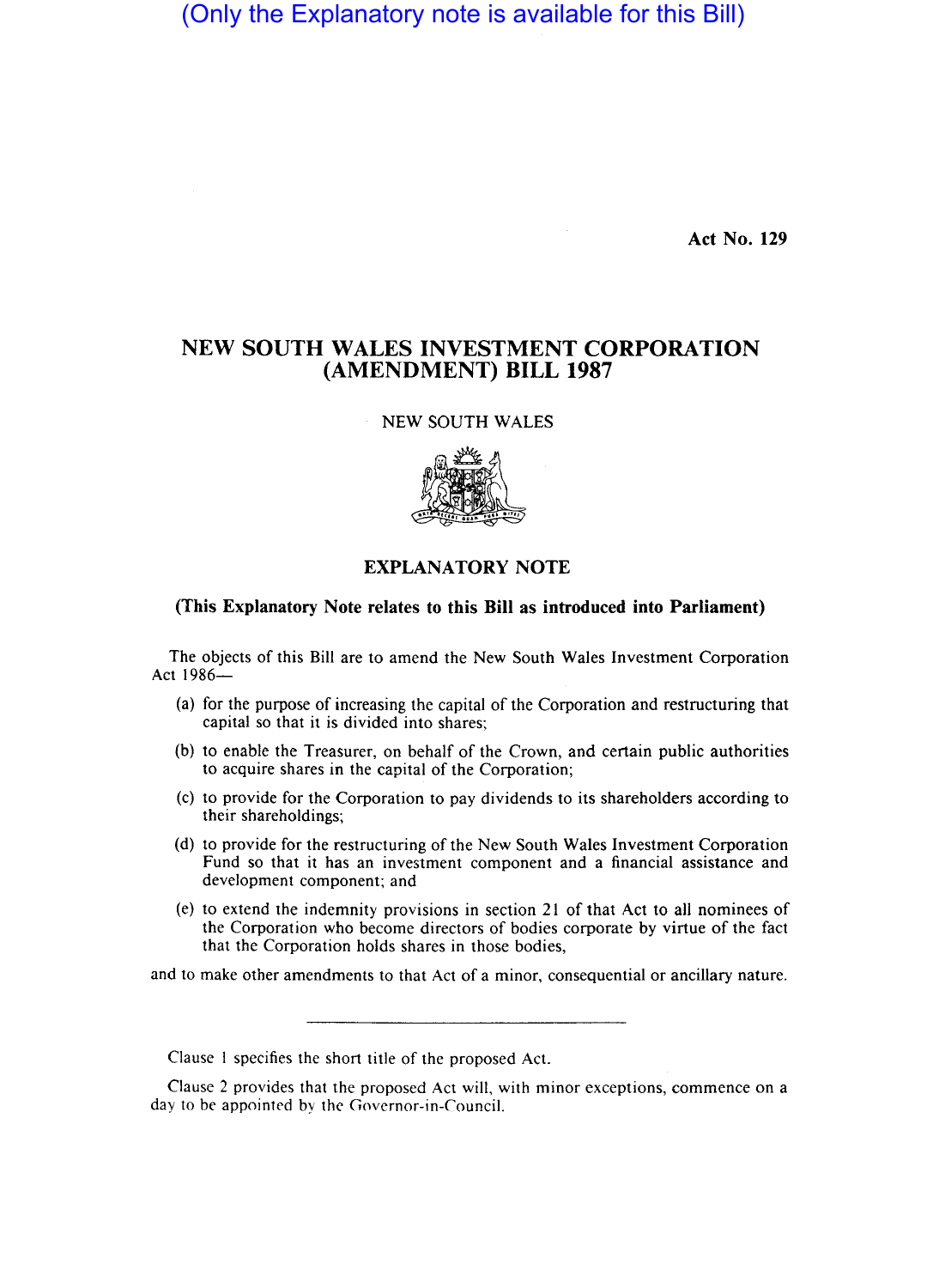(Only the Explanatory note is available for this Bill)

Act No. 129

# NEW SOUTH WALES INVESTMENT CORPORATION (AMENDMENT) BILL 1987

NEW SOUTH WALES

## EXPLANATORY NOTE

**(This Explanatory Note relates to this Bill as introduced into Parliament)**

The objects of this Bill are to amend the New South Wales Investment Corporation Act 1986—

(a) for the purpose of increasing the capital of the Corporation and restructuring that capital so that it is divided into shares;

(b) to enable the Treasurer, on behalf of the Crown, and certain public authorities to acquire shares in the capital of the Corporation;

(c) to provide for the Corporation to pay dividends to its shareholders according to their shareholdings;

(d) to provide for the restructuring of the New South Wales Investment Corporation Fund so that it has an investment component and a financial assistance and development component; and

(e) to extend the indemnity provisions in section 21 of that Act to all nominees of the Corporation who become directors of bodies corporate by virtue of the fact that the Corporation holds shares in those bodies,

and to make other amendments to that Act of a minor, consequential or ancillary nature.

---

Clause 1 specifies the short title of the proposed Act.

Clause 2 provides that the proposed Act will, with minor exceptions, commence on a day to be appointed by the Governor-in-Council.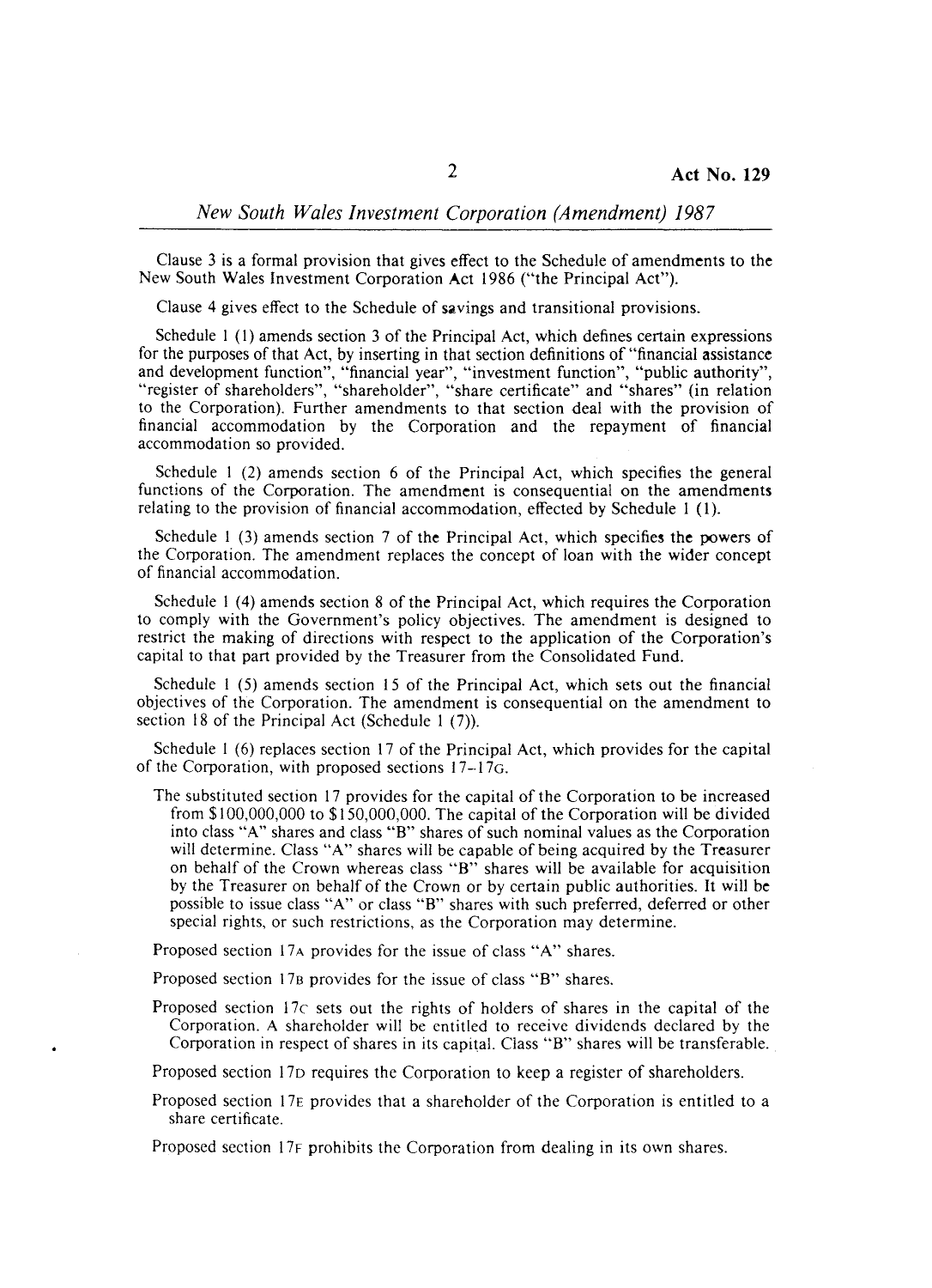Clause 3 is a formal provision that gives effect to the Schedule of amendments to the New South Wales Investment Corporation Act 1986 ("the Principal Act").

Clause 4 gives effect to the Schedule of savings and transitional provisions.

Schedule 1 (1) amends section 3 of the Principal Act, which defines certain expressions for the purposes of that Act, by inserting in that section definitions of "financial assistance and development function", "financial year", "investment function", "public authority", "register of shareholders", "shareholder", "share certificate" and "shares" (in relation to the Corporation). Further amendments to that section deal with the provision of financial accommodation by the Corporation and the repayment of financial accommodation so provided.

Schedule 1 (2) amends section 6 of the Principal Act, which specifies the general functions of the Corporation. The amendment is consequential on the amendments relating to the provision of financial accommodation, effected by Schedule 1 (1).

Schedule 1 (3) amends section 7 of the Principal Act, which specifies the powers of the Corporation. The amendment replaces the concept of loan with the wider concept of financial accommodation.

Schedule 1 (4) amends section 8 of the Principal Act, which requires the Corporation to comply with the Government's policy objectives. The amendment is designed to restrict the making of directions with respect to the application of the Corporation's capital to that part provided by the Treasurer from the Consolidated Fund.

Schedule 1 (5) amends section 15 of the Principal Act, which sets out the financial objectives of the Corporation. The amendment is consequential on the amendment to section 18 of the Principal Act (Schedule 1 (7)).

Schedule 1 (6) replaces section 17 of the Principal Act, which provides for the capital of the Corporation, with proposed sections 17–17G.

The substituted section 17 provides for the capital of the Corporation to be increased from $100,000,000 to $150,000,000. The capital of the Corporation will be divided into class "A" shares and class "B" shares of such nominal values as the Corporation will determine. Class "A" shares will be capable of being acquired by the Treasurer on behalf of the Crown whereas class "B" shares will be available for acquisition by the Treasurer on behalf of the Crown or by certain public authorities. It will be possible to issue class "A" or class "B" shares with such preferred, deferred or other special rights, or such restrictions, as the Corporation may determine.

Proposed section 17A provides for the issue of class "A" shares.

Proposed section 17B provides for the issue of class "B" shares.

Proposed section 17C sets out the rights of holders of shares in the capital of the Corporation. A shareholder will be entitled to receive dividends declared by the Corporation in respect of shares in its capital. Class "B" shares will be transferable.

Proposed section 17D requires the Corporation to keep a register of shareholders.

Proposed section 17E provides that a shareholder of the Corporation is entitled to a share certificate.

Proposed section 17F prohibits the Corporation from dealing in its own shares.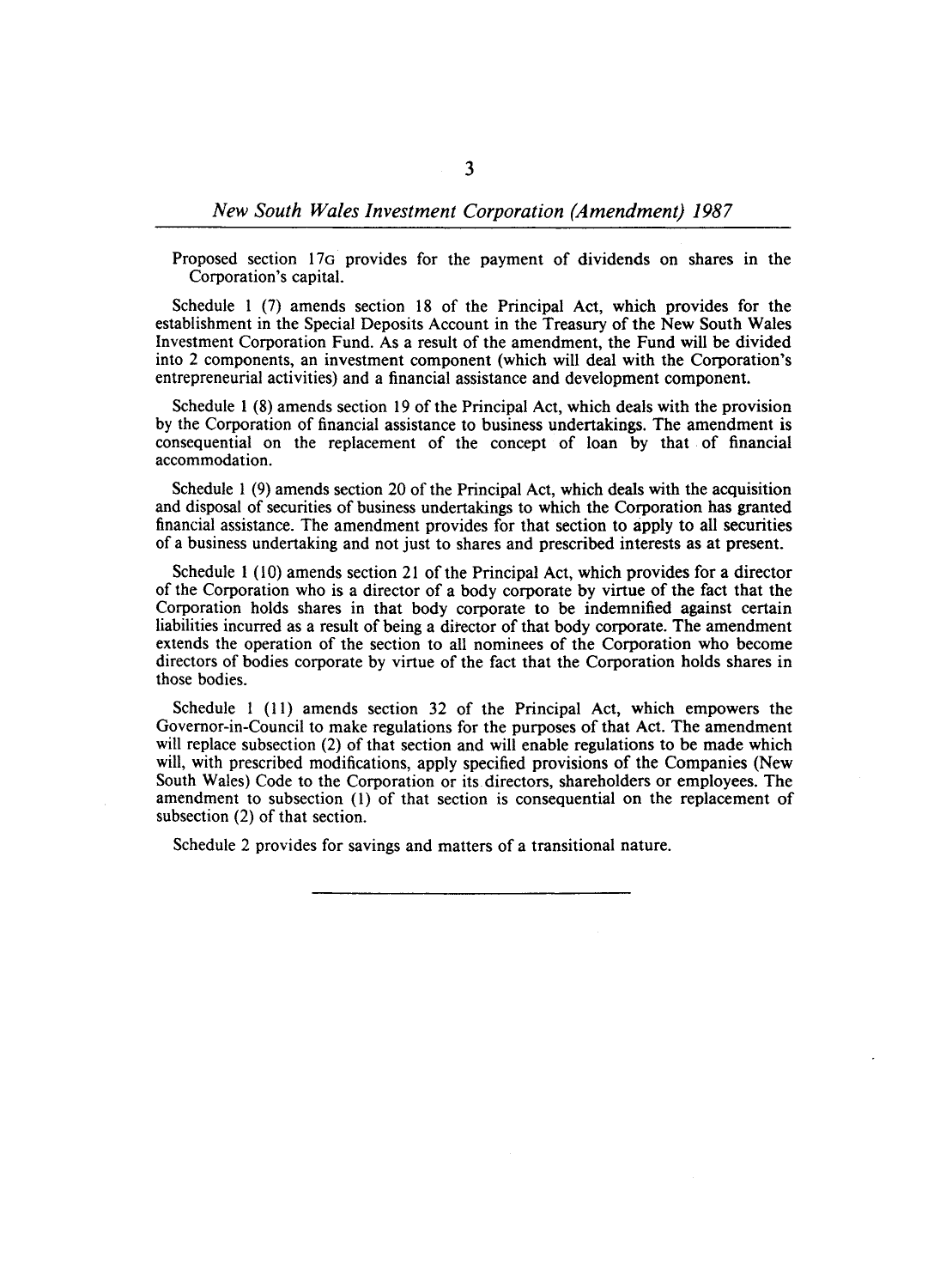Proposed section 17G provides for the payment of dividends on shares in the Corporation's capital.

Schedule 1 (7) amends section 18 of the Principal Act, which provides for the establishment in the Special Deposits Account in the Treasury of the New South Wales Investment Corporation Fund. As a result of the amendment, the Fund will be divided into 2 components, an investment component (which will deal with the Corporation's entrepreneurial activities) and a financial assistance and development component.

Schedule 1 (8) amends section 19 of the Principal Act, which deals with the provision by the Corporation of financial assistance to business undertakings. The amendment is consequential on the replacement of the concept of loan by that of financial accommodation.

Schedule 1 (9) amends section 20 of the Principal Act, which deals with the acquisition and disposal of securities of business undertakings to which the Corporation has granted financial assistance. The amendment provides for that section to apply to all securities of a business undertaking and not just to shares and prescribed interests as at present.

Schedule 1 (10) amends section 21 of the Principal Act, which provides for a director of the Corporation who is a director of a body corporate by virtue of the fact that the Corporation holds shares in that body corporate to be indemnified against certain liabilities incurred as a result of being a director of that body corporate. The amendment extends the operation of the section to all nominees of the Corporation who become directors of bodies corporate by virtue of the fact that the Corporation holds shares in those bodies.

Schedule 1 (11) amends section 32 of the Principal Act, which empowers the Governor-in-Council to make regulations for the purposes of that Act. The amendment will replace subsection (2) of that section and will enable regulations to be made which will, with prescribed modifications, apply specified provisions of the Companies (New South Wales) Code to the Corporation or its directors, shareholders or employees. The amendment to subsection (1) of that section is consequential on the replacement of subsection (2) of that section.

Schedule 2 provides for savings and matters of a transitional nature.